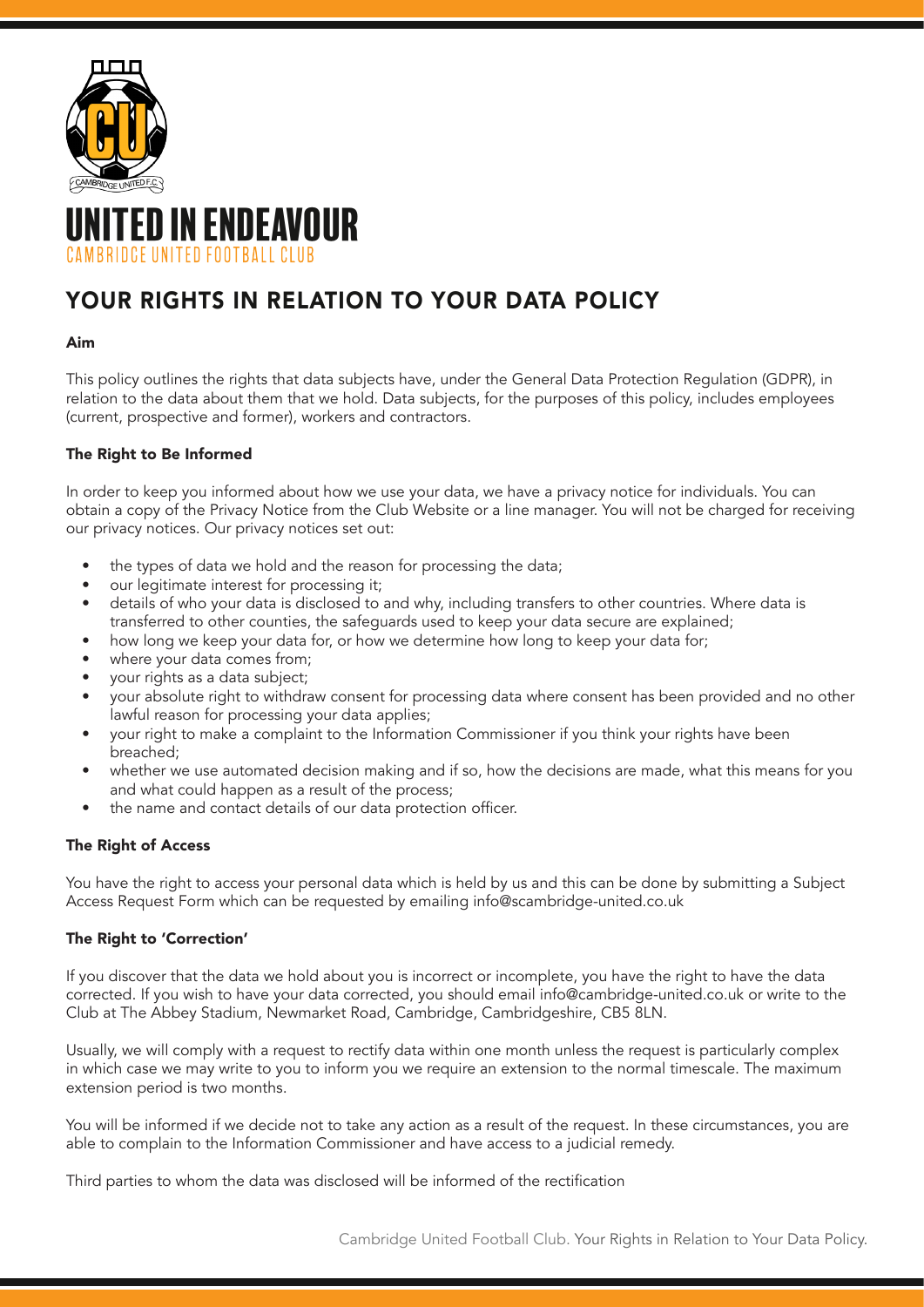# UNITED IN ENDEAVOUR

CAMBRIDGE UNITED FOOTBALL CLUB

## YOUR RIGHTS IN RELATION TO YOUR DATA POLICY

### Aim

This policy outlines the rights that data subjects have, under the General Data Protection Regulation (GDPR), in relation to the data about them that we hold. Data subjects, for the purposes of this policy, includes employees (current, prospective and former), workers and contractors.

### The Right to Be Informed

In order to keep you informed about how we use your data, we have a privacy notice for individuals. You can obtain a copy of the Privacy Notice from the Club Website or a line manager. You will not be charged for receiving our privacy notices. Our privacy notices set out:

- the types of data we hold and the reason for processing the data;
- our legitimate interest for processing it;
- details of who your data is disclosed to and why, including transfers to other countries. Where data is transferred to other counties, the safeguards used to keep your data secure are explained;
- how long we keep your data for, or how we determine how long to keep your data for;
- where your data comes from;
- your rights as a data subject;
- your absolute right to withdraw consent for processing data where consent has been provided and no other lawful reason for processing your data applies;
- your right to make a complaint to the Information Commissioner if you think your rights have been breached;
- whether we use automated decision making and if so, how the decisions are made, what this means for you and what could happen as a result of the process;
- the name and contact details of our data protection officer.

### The Right of Access

You have the right to access your personal data which is held by us and this can be done by submitting a Subject Access Request Form which can be requested by emailing info@scambridge-united.co.uk

### The Right to 'Correction'

If you discover that the data we hold about you is incorrect or incomplete, you have the right to have the data corrected. If you wish to have your data corrected, you should email info@cambridge-united.co.uk or write to the Club at The Abbey Stadium, Newmarket Road, Cambridge, Cambridgeshire, CB5 8LN.

Usually, we will comply with a request to rectify data within one month unless the request is particularly complex in which case we may write to you to inform you we require an extension to the normal timescale. The maximum extension period is two months.

You will be informed if we decide not to take any action as a result of the request. In these circumstances, you are able to complain to the Information Commissioner and have access to a judicial remedy.

Third parties to whom the data was disclosed will be informed of the rectification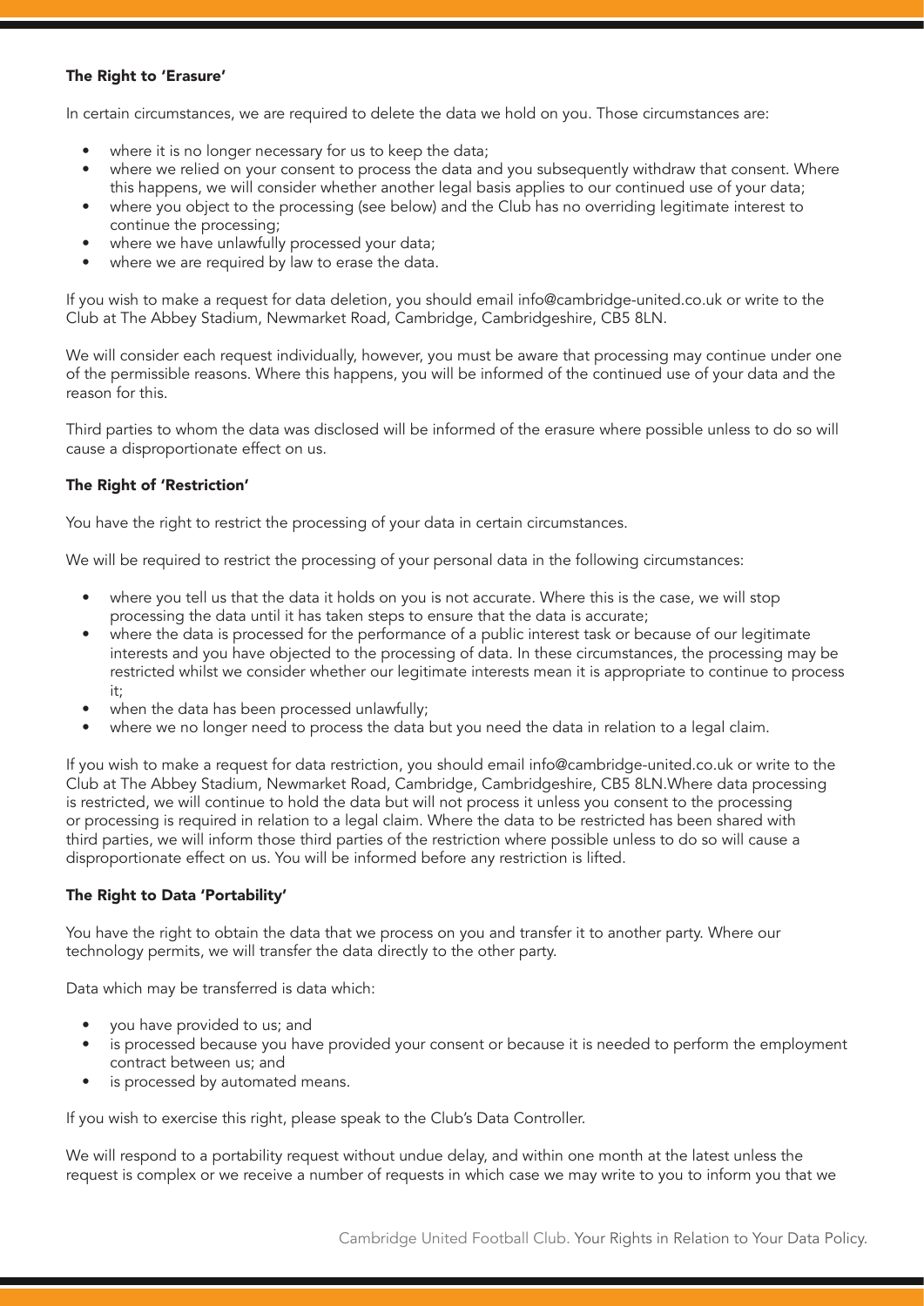### The Right to 'Erasure'

In certain circumstances, we are required to delete the data we hold on you. Those circumstances are:

- where it is no longer necessary for us to keep the data;
- where we relied on your consent to process the data and you subsequently withdraw that consent. Where this happens, we will consider whether another legal basis applies to our continued use of your data;
- where you object to the processing (see below) and the Club has no overriding legitimate interest to continue the processing;
- where we have unlawfully processed your data;
- where we are required by law to erase the data.

If you wish to make a request for data deletion, you should email info@cambridge-united.co.uk or write to the Club at The Abbey Stadium, Newmarket Road, Cambridge, Cambridgeshire, CB5 8LN.

We will consider each request individually, however, you must be aware that processing may continue under one of the permissible reasons. Where this happens, you will be informed of the continued use of your data and the reason for this.

Third parties to whom the data was disclosed will be informed of the erasure where possible unless to do so will cause a disproportionate effect on us.

### The Right of 'Restriction'

You have the right to restrict the processing of your data in certain circumstances.

We will be required to restrict the processing of your personal data in the following circumstances:

- where you tell us that the data it holds on you is not accurate. Where this is the case, we will stop processing the data until it has taken steps to ensure that the data is accurate;
- where the data is processed for the performance of a public interest task or because of our legitimate interests and you have objected to the processing of data. In these circumstances, the processing may be restricted whilst we consider whether our legitimate interests mean it is appropriate to continue to process it;
- when the data has been processed unlawfully;
- where we no longer need to process the data but you need the data in relation to a legal claim.

If you wish to make a request for data restriction, you should email info@cambridge-united.co.uk or write to the Club at The Abbey Stadium, Newmarket Road, Cambridge, Cambridgeshire, CB5 8LN.Where data processing is restricted, we will continue to hold the data but will not process it unless you consent to the processing or processing is required in relation to a legal claim. Where the data to be restricted has been shared with third parties, we will inform those third parties of the restriction where possible unless to do so will cause a disproportionate effect on us. You will be informed before any restriction is lifted.

### The Right to Data 'Portability'

You have the right to obtain the data that we process on you and transfer it to another party. Where our technology permits, we will transfer the data directly to the other party.

Data which may be transferred is data which:

- you have provided to us; and
- is processed because you have provided your consent or because it is needed to perform the employment contract between us; and
- is processed by automated means.

If you wish to exercise this right, please speak to the Club's Data Controller.

We will respond to a portability request without undue delay, and within one month at the latest unless the request is complex or we receive a number of requests in which case we may write to you to inform you that we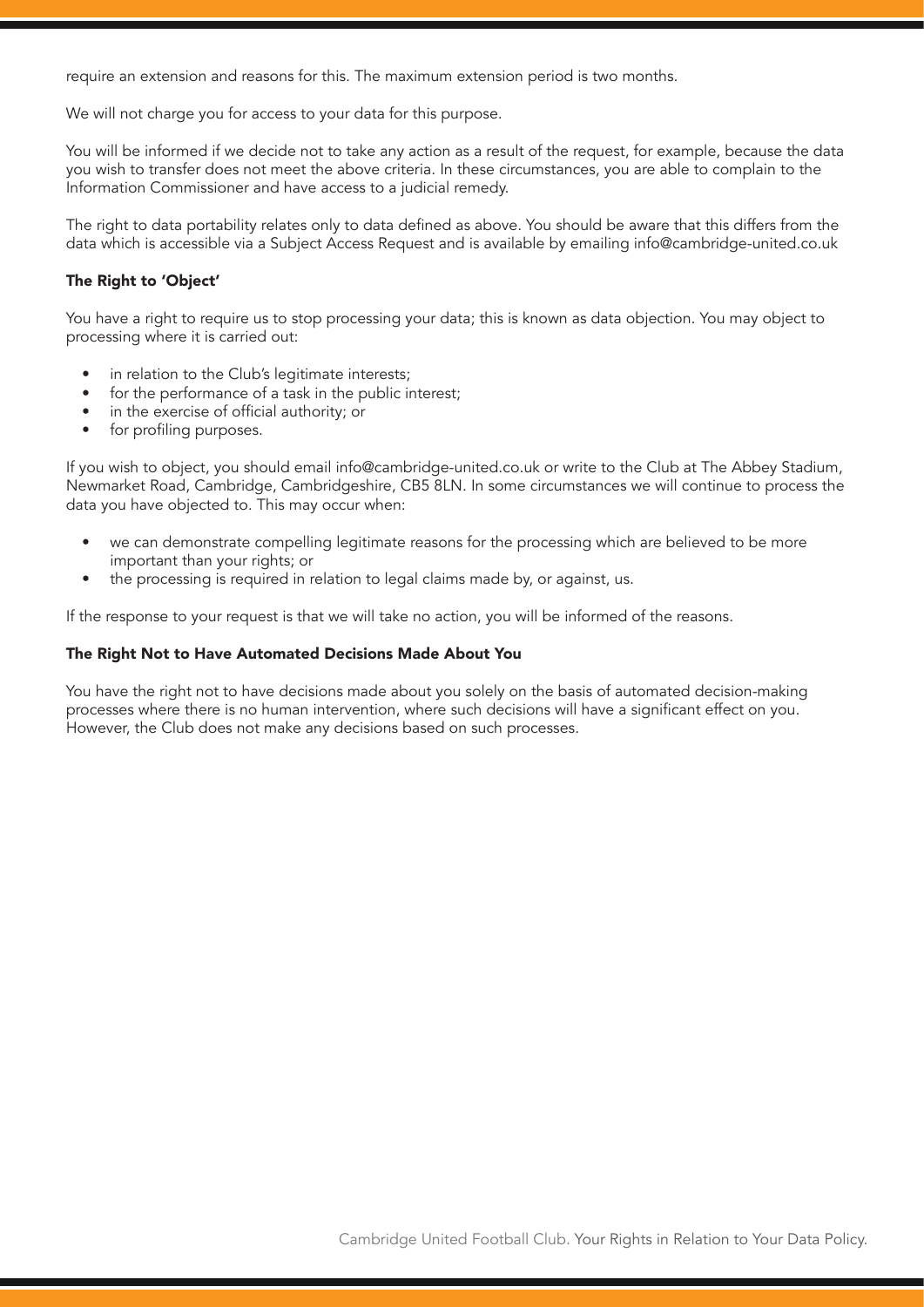require an extension and reasons for this. The maximum extension period is two months.

We will not charge you for access to your data for this purpose.

You will be informed if we decide not to take any action as a result of the request, for example, because the data you wish to transfer does not meet the above criteria. In these circumstances, you are able to complain to the Information Commissioner and have access to a judicial remedy.

The right to data portability relates only to data defined as above. You should be aware that this differs from the data which is accessible via a Subject Access Request and is available by emailing info@cambridge-united.co.uk

### The Right to 'Object'

You have a right to require us to stop processing your data; this is known as data objection. You may object to processing where it is carried out:

- in relation to the Club's legitimate interests;
- for the performance of a task in the public interest;
- in the exercise of official authority; or
- for profiling purposes.

If you wish to object, you should email info@cambridge-united.co.uk or write to the Club at The Abbey Stadium, Newmarket Road, Cambridge, Cambridgeshire, CB5 8LN. In some circumstances we will continue to process the data you have objected to. This may occur when:

- we can demonstrate compelling legitimate reasons for the processing which are believed to be more important than your rights; or
- the processing is required in relation to legal claims made by, or against, us.

If the response to your request is that we will take no action, you will be informed of the reasons.

### The Right Not to Have Automated Decisions Made About You

You have the right not to have decisions made about you solely on the basis of automated decision-making processes where there is no human intervention, where such decisions will have a significant effect on you. However, the Club does not make any decisions based on such processes.